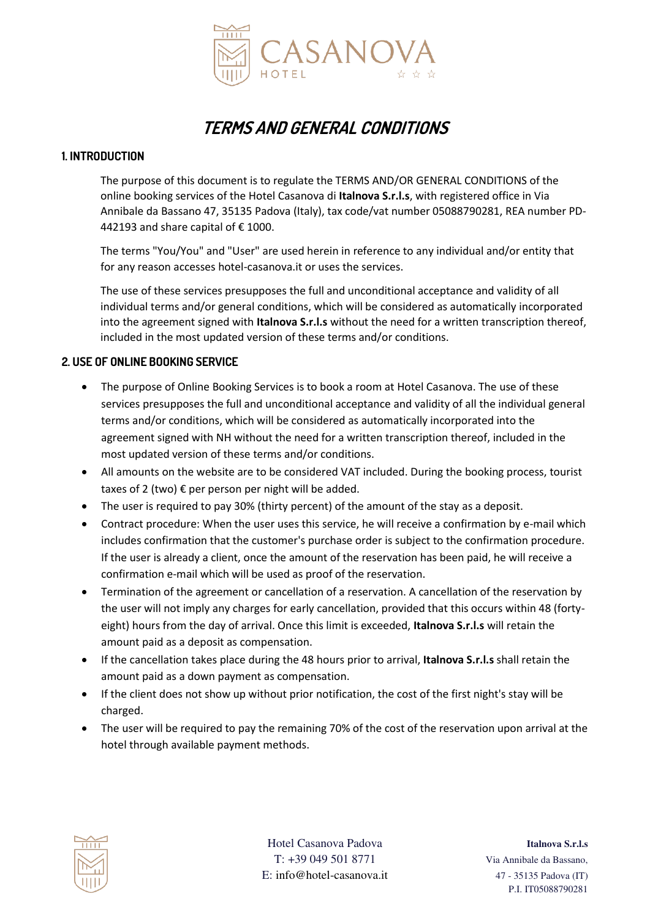# TERMS AND GENERAL CONDITIONS

## 1. INTRODUCTION

The purpose of this document is to regulate the TERMS AND/OR GENERAL CONDITIONS of the online booking services of the Hotel Casanova di **Italnova S.r.l.s**, with registered office in Via Annibale da Bassano 47, 35135 Padova (Italy), tax code/vat number 05088790281, REA number PD-442193 and share capital of € 1000.

The terms "You/You" and "User" are used herein in reference to any individual and/or entity that for any reason accesses hotel-casanova.it or uses the services.

The use of these services presupposes the full and unconditional acceptance and validity of all individual terms and/or general conditions, which will be considered as automatically incorporated into the agreement signed with **Italnova S.r.l.s** without the need for a written transcription thereof, included in the most updated version of these terms and/or conditions.

## 2. USE OF ONLINE BOOKING SERVICE

- The purpose of Online Booking Services is to book a room at Hotel Casanova. The use of these services presupposes the full and unconditional acceptance and validity of all the individual general terms and/or conditions, which will be considered as automatically incorporated into the agreement signed with NH without the need for a written transcription thereof, included in the most updated version of these terms and/or conditions.
- All amounts on the website are to be considered VAT included. During the booking process, tourist taxes of 2 (two) € per person per night will be added.
- The user is required to pay 30% (thirty percent) of the amount of the stay as a deposit.
- Contract procedure: When the user uses this service, he will receive a confirmation by e-mail which includes confirmation that the customer's purchase order is subject to the confirmation procedure. If the user is already a client, once the amount of the reservation has been paid, he will receive a confirmation e-mail which will be used as proof of the reservation.
- Termination of the agreement or cancellation of a reservation. A cancellation of the reservation by the user will not imply any charges for early cancellation, provided that this occurs within 48 (forty-eight) hours from the day of arrival. Once this limit is exceeded, **Italnova S.r.l.s** will retain the amount paid as a deposit as compensation.
- If the cancellation takes place during the 48 hours prior to arrival, **Italnova S.r.l.s** shall retain the amount paid as a down payment as compensation.
- If the client does not show up without prior notification, the cost of the first night's stay will be charged.
- The user will be required to pay the remaining 70% of the cost of the reservation upon arrival at the hotel through available payment methods.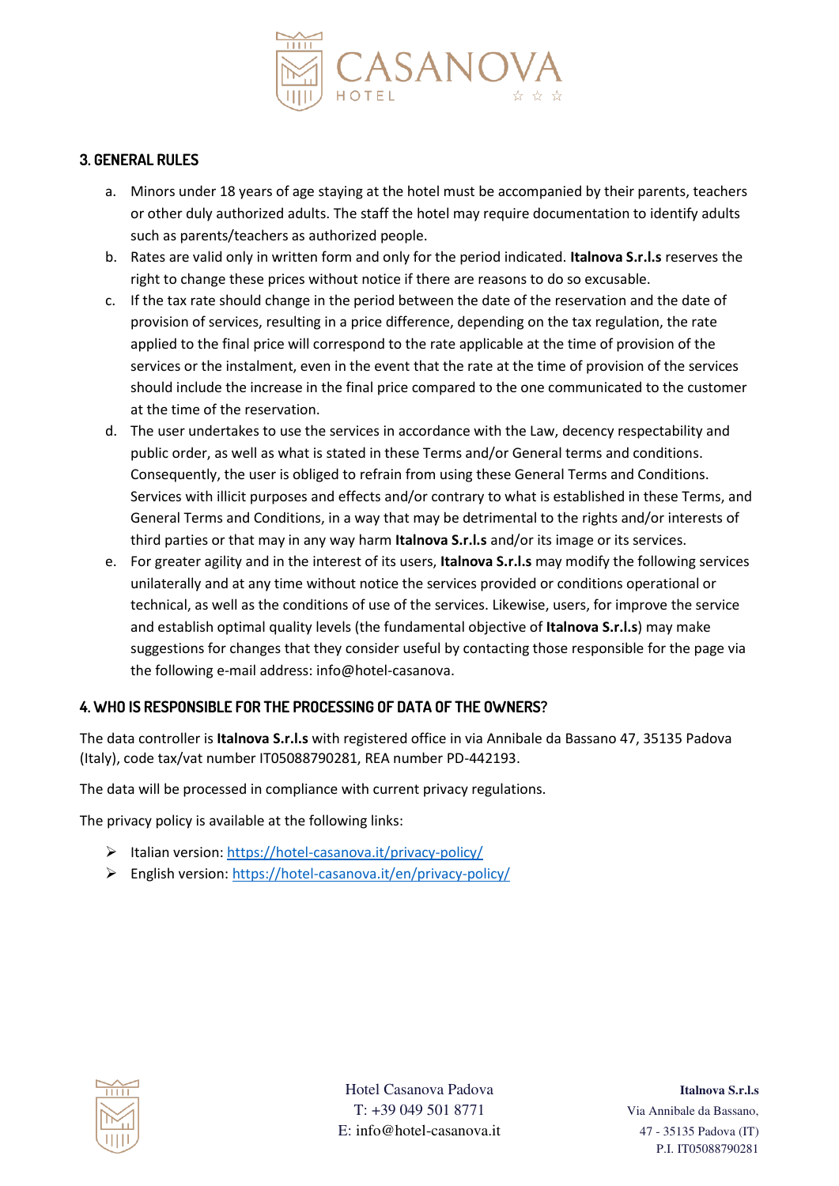### 3. GENERAL RULES

a. Minors under 18 years of age staying at the hotel must be accompanied by their parents, teachers or other duly authorized adults. The staff the hotel may require documentation to identify adults such as parents/teachers as authorized people.

b. Rates are valid only in written form and only for the period indicated. **Italnova S.r.l.s** reserves the right to change these prices without notice if there are reasons to do so excusable.

c. If the tax rate should change in the period between the date of the reservation and the date of provision of services, resulting in a price difference, depending on the tax regulation, the rate applied to the final price will correspond to the rate applicable at the time of provision of the services or the instalment, even in the event that the rate at the time of provision of the services should include the increase in the final price compared to the one communicated to the customer at the time of the reservation.

d. The user undertakes to use the services in accordance with the Law, decency respectability and public order, as well as what is stated in these Terms and/or General terms and conditions. Consequently, the user is obliged to refrain from using these General Terms and Conditions. Services with illicit purposes and effects and/or contrary to what is established in these Terms, and General Terms and Conditions, in a way that may be detrimental to the rights and/or interests of third parties or that may in any way harm **Italnova S.r.l.s** and/or its image or its services.

e. For greater agility and in the interest of its users, **Italnova S.r.l.s** may modify the following services unilaterally and at any time without notice the services provided or conditions operational or technical, as well as the conditions of use of the services. Likewise, users, for improve the service and establish optimal quality levels (the fundamental objective of **Italnova S.r.l.s**) may make suggestions for changes that they consider useful by contacting those responsible for the page via the following e-mail address: info@hotel-casanova.

### 4. WHO IS RESPONSIBLE FOR THE PROCESSING OF DATA OF THE OWNERS?

The data controller is **Italnova S.r.l.s** with registered office in via Annibale da Bassano 47, 35135 Padova (Italy), code tax/vat number IT05088790281, REA number PD-442193.

The data will be processed in compliance with current privacy regulations.

The privacy policy is available at the following links:

- Italian version: https://hotel-casanova.it/privacy-policy/
- English version: https://hotel-casanova.it/en/privacy-policy/